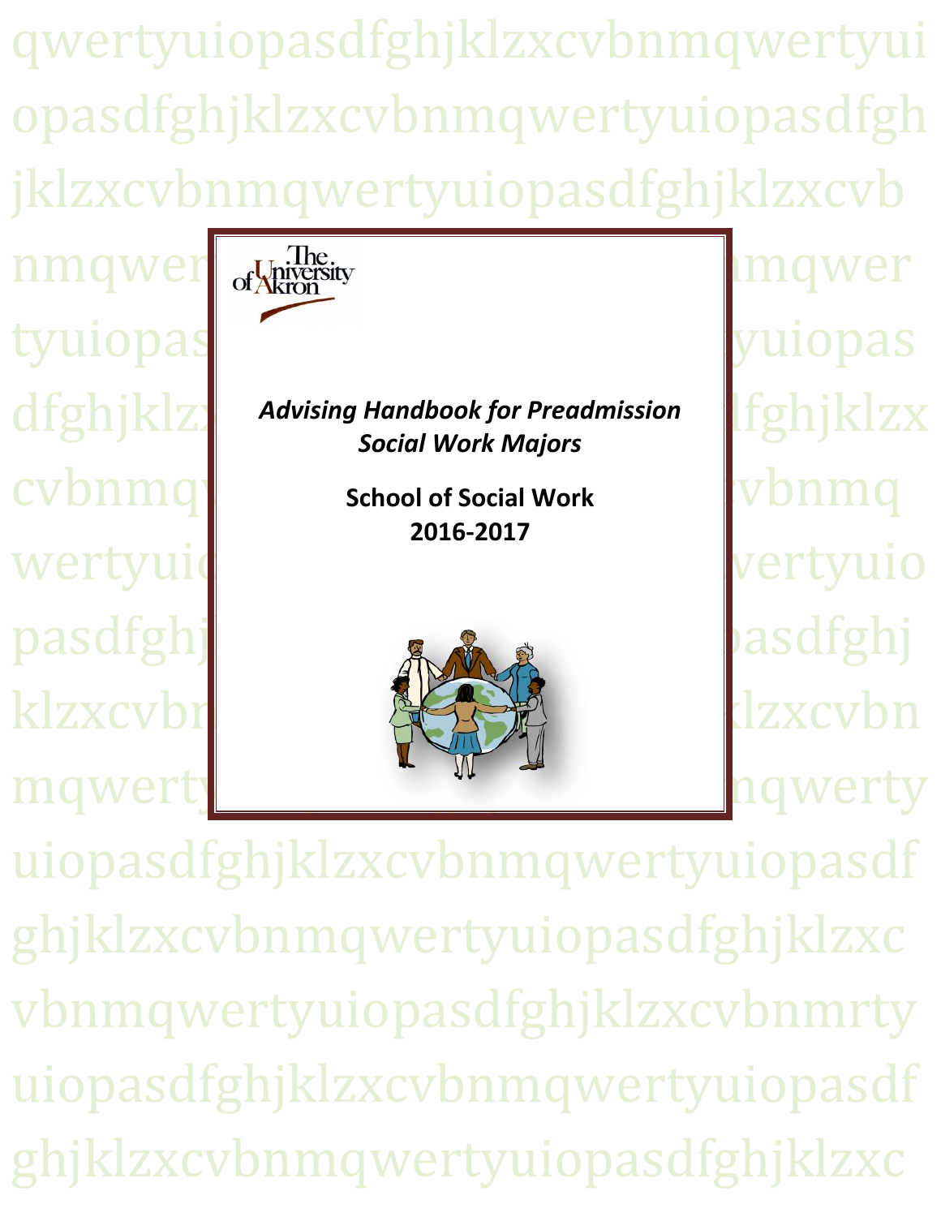The University of Akron

*Advising Handbook for Preadmission Social Work Majors*

**School of Social Work**
**2016-2017**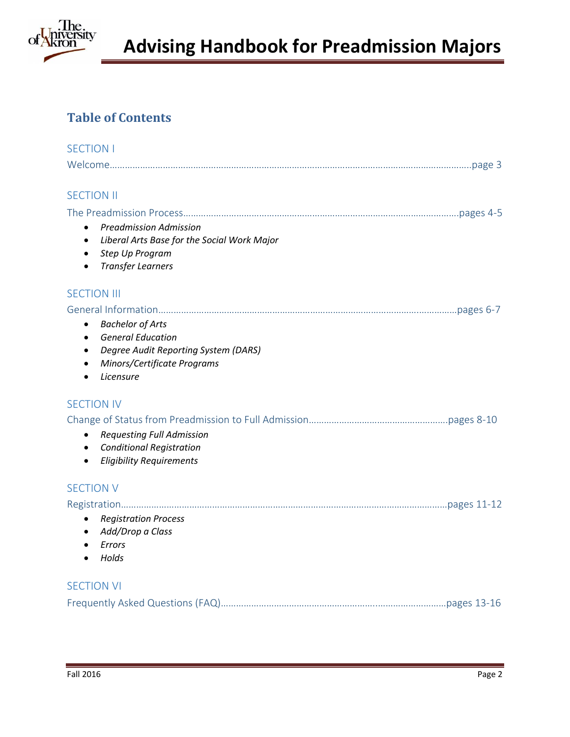## Table of Contents

### SECTION I

Welcome……………………………………………………………………………………………………………page 3

### SECTION II

The Preadmission Process……………………………………………………………………………………pages 4-5

- *Preadmission Admission*
- *Liberal Arts Base for the Social Work Major*
- *Step Up Program*
- *Transfer Learners*

### SECTION III

General Information……………………………………………………………………………………………pages 6-7

- *Bachelor of Arts*
- *General Education*
- *Degree Audit Reporting System (DARS)*
- *Minors/Certificate Programs*
- *Licensure*

### SECTION IV

Change of Status from Preadmission to Full Admission………………………………………………pages 8-10

- *Requesting Full Admission*
- *Conditional Registration*
- *Eligibility Requirements*

### SECTION V

Registration……………………………………………………………………………………………………pages 11-12

- *Registration Process*
- *Add/Drop a Class*
- *Errors*
- *Holds*

### SECTION VI

Frequently Asked Questions (FAQ)…………………………………………………………………………pages 13-16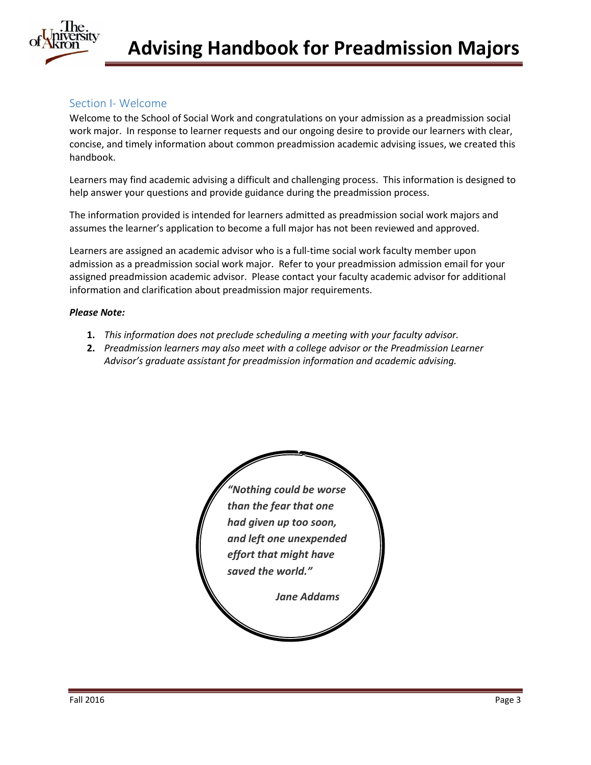## Section I- Welcome

Welcome to the School of Social Work and congratulations on your admission as a preadmission social work major. In response to learner requests and our ongoing desire to provide our learners with clear, concise, and timely information about common preadmission academic advising issues, we created this handbook.

Learners may find academic advising a difficult and challenging process. This information is designed to help answer your questions and provide guidance during the preadmission process.

The information provided is intended for learners admitted as preadmission social work majors and assumes the learner's application to become a full major has not been reviewed and approved.

Learners are assigned an academic advisor who is a full-time social work faculty member upon admission as a preadmission social work major. Refer to your preadmission admission email for your assigned preadmission academic advisor. Please contact your faculty academic advisor for additional information and clarification about preadmission major requirements.

***Please Note:***

1. *This information does not preclude scheduling a meeting with your faculty advisor.*
2. *Preadmission learners may also meet with a college advisor or the Preadmission Learner Advisor's graduate assistant for preadmission information and academic advising.*

***"Nothing could be worse than the fear that one had given up too soon, and left one unexpended effort that might have saved the world."***

***Jane Addams***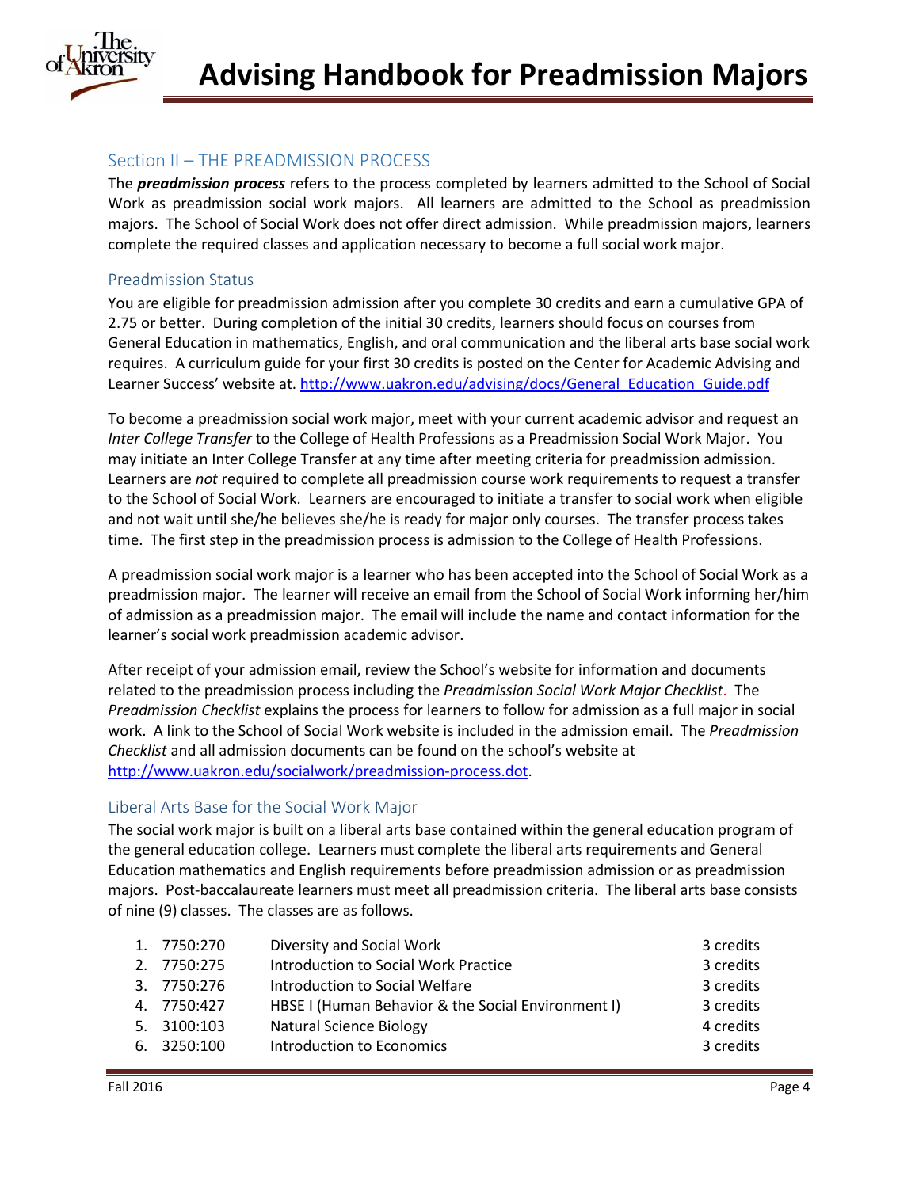## Section II – THE PREADMISSION PROCESS

The ***preadmission process*** refers to the process completed by learners admitted to the School of Social Work as preadmission social work majors. All learners are admitted to the School as preadmission majors. The School of Social Work does not offer direct admission. While preadmission majors, learners complete the required classes and application necessary to become a full social work major.

### Preadmission Status

You are eligible for preadmission admission after you complete 30 credits and earn a cumulative GPA of 2.75 or better. During completion of the initial 30 credits, learners should focus on courses from General Education in mathematics, English, and oral communication and the liberal arts base social work requires. A curriculum guide for your first 30 credits is posted on the Center for Academic Advising and Learner Success' website at. http://www.uakron.edu/advising/docs/General_Education_Guide.pdf

To become a preadmission social work major, meet with your current academic advisor and request an *Inter College Transfer* to the College of Health Professions as a Preadmission Social Work Major. You may initiate an Inter College Transfer at any time after meeting criteria for preadmission admission. Learners are *not* required to complete all preadmission course work requirements to request a transfer to the School of Social Work. Learners are encouraged to initiate a transfer to social work when eligible and not wait until she/he believes she/he is ready for major only courses. The transfer process takes time. The first step in the preadmission process is admission to the College of Health Professions.

A preadmission social work major is a learner who has been accepted into the School of Social Work as a preadmission major. The learner will receive an email from the School of Social Work informing her/him of admission as a preadmission major. The email will include the name and contact information for the learner's social work preadmission academic advisor.

After receipt of your admission email, review the School's website for information and documents related to the preadmission process including the *Preadmission Social Work Major Checklist*. The *Preadmission Checklist* explains the process for learners to follow for admission as a full major in social work. A link to the School of Social Work website is included in the admission email. The *Preadmission Checklist* and all admission documents can be found on the school's website at http://www.uakron.edu/socialwork/preadmission-process.dot.

### Liberal Arts Base for the Social Work Major

The social work major is built on a liberal arts base contained within the general education program of the general education college. Learners must complete the liberal arts requirements and General Education mathematics and English requirements before preadmission admission or as preadmission majors. Post-baccalaureate learners must meet all preadmission criteria. The liberal arts base consists of nine (9) classes. The classes are as follows.

| | Course | Title | Credits |
|---|---|---|---|
| 1. | 7750:270 | Diversity and Social Work | 3 credits |
| 2. | 7750:275 | Introduction to Social Work Practice | 3 credits |
| 3. | 7750:276 | Introduction to Social Welfare | 3 credits |
| 4. | 7750:427 | HBSE I (Human Behavior & the Social Environment I) | 3 credits |
| 5. | 3100:103 | Natural Science Biology | 4 credits |
| 6. | 3250:100 | Introduction to Economics | 3 credits |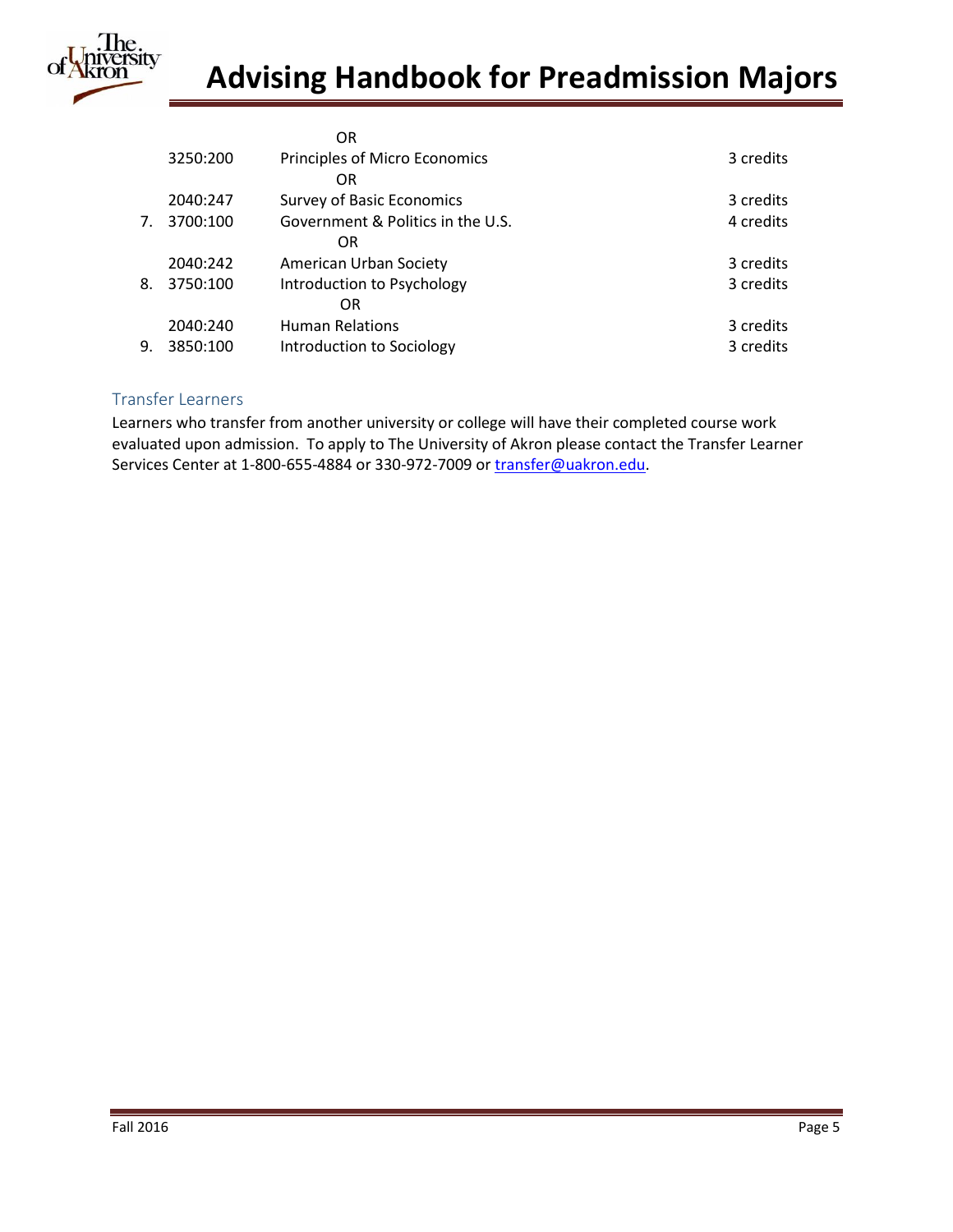| | | | |
|---|---|---|---|
| | | OR | |
| | 3250:200 | Principles of Micro Economics | 3 credits |
| | | OR | |
| | 2040:247 | Survey of Basic Economics | 3 credits |
| 7. | 3700:100 | Government & Politics in the U.S. | 4 credits |
| | | OR | |
| | 2040:242 | American Urban Society | 3 credits |
| 8. | 3750:100 | Introduction to Psychology | 3 credits |
| | | OR | |
| | 2040:240 | Human Relations | 3 credits |
| 9. | 3850:100 | Introduction to Sociology | 3 credits |

## Transfer Learners

Learners who transfer from another university or college will have their completed course work evaluated upon admission. To apply to The University of Akron please contact the Transfer Learner Services Center at 1-800-655-4884 or 330-972-7009 or transfer@uakron.edu.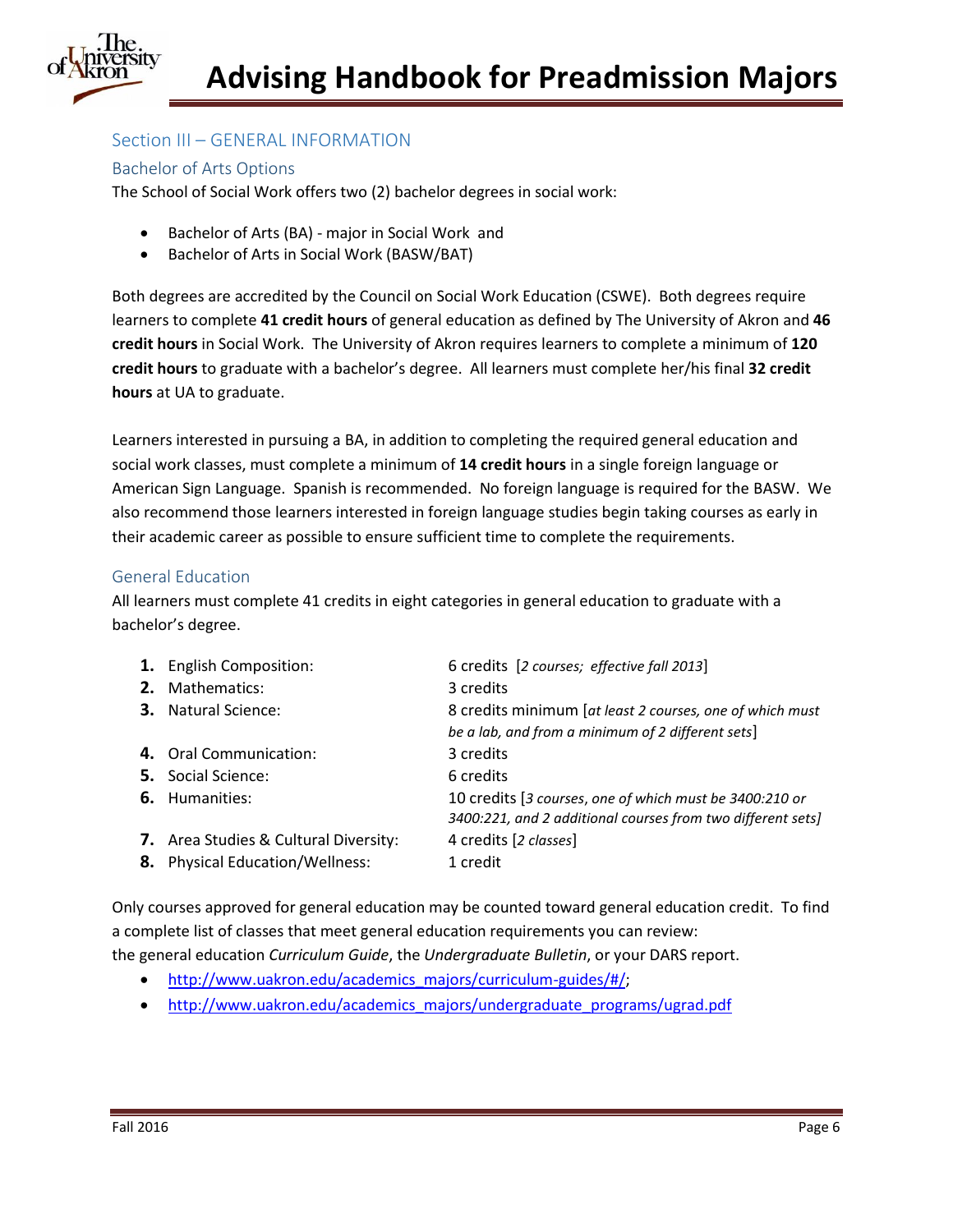## Section III – GENERAL INFORMATION

### Bachelor of Arts Options

The School of Social Work offers two (2) bachelor degrees in social work:

- Bachelor of Arts (BA) - major in Social Work and
- Bachelor of Arts in Social Work (BASW/BAT)

Both degrees are accredited by the Council on Social Work Education (CSWE). Both degrees require learners to complete **41 credit hours** of general education as defined by The University of Akron and **46 credit hours** in Social Work. The University of Akron requires learners to complete a minimum of **120 credit hours** to graduate with a bachelor's degree. All learners must complete her/his final **32 credit hours** at UA to graduate.

Learners interested in pursuing a BA, in addition to completing the required general education and social work classes, must complete a minimum of **14 credit hours** in a single foreign language or American Sign Language. Spanish is recommended. No foreign language is required for the BASW. We also recommend those learners interested in foreign language studies begin taking courses as early in their academic career as possible to ensure sufficient time to complete the requirements.

### General Education

All learners must complete 41 credits in eight categories in general education to graduate with a bachelor's degree.

1. English Composition: 6 credits [*2 courses; effective fall 2013*]
2. Mathematics: 3 credits
3. Natural Science: 8 credits minimum [*at least 2 courses, one of which must be a lab, and from a minimum of 2 different sets*]
4. Oral Communication: 3 credits
5. Social Science: 6 credits
6. Humanities: 10 credits [*3 courses, one of which must be 3400:210 or 3400:221, and 2 additional courses from two different sets*]
7. Area Studies & Cultural Diversity: 4 credits [*2 classes*]
8. Physical Education/Wellness: 1 credit

Only courses approved for general education may be counted toward general education credit. To find a complete list of classes that meet general education requirements you can review: the general education *Curriculum Guide*, the *Undergraduate Bulletin*, or your DARS report.

- http://www.uakron.edu/academics_majors/curriculum-guides/#/;
- http://www.uakron.edu/academics_majors/undergraduate_programs/ugrad.pdf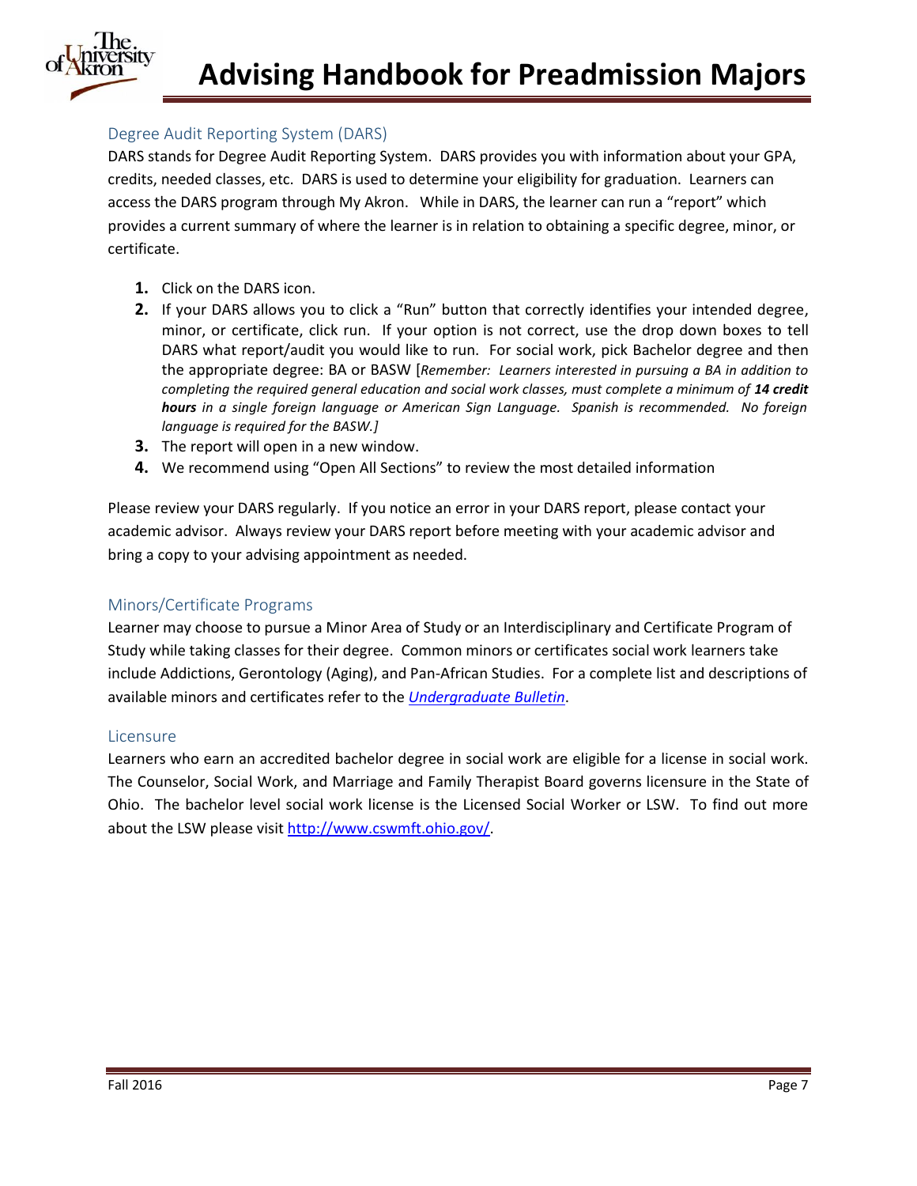## Degree Audit Reporting System (DARS)

DARS stands for Degree Audit Reporting System. DARS provides you with information about your GPA, credits, needed classes, etc. DARS is used to determine your eligibility for graduation. Learners can access the DARS program through My Akron. While in DARS, the learner can run a "report" which provides a current summary of where the learner is in relation to obtaining a specific degree, minor, or certificate.

1. Click on the DARS icon.
2. If your DARS allows you to click a "Run" button that correctly identifies your intended degree, minor, or certificate, click run. If your option is not correct, use the drop down boxes to tell DARS what report/audit you would like to run. For social work, pick Bachelor degree and then the appropriate degree: BA or BASW [*Remember: Learners interested in pursuing a BA in addition to completing the required general education and social work classes, must complete a minimum of* ***14 credit hours*** *in a single foreign language or American Sign Language. Spanish is recommended. No foreign language is required for the BASW.*]
3. The report will open in a new window.
4. We recommend using "Open All Sections" to review the most detailed information

Please review your DARS regularly. If you notice an error in your DARS report, please contact your academic advisor. Always review your DARS report before meeting with your academic advisor and bring a copy to your advising appointment as needed.

## Minors/Certificate Programs

Learner may choose to pursue a Minor Area of Study or an Interdisciplinary and Certificate Program of Study while taking classes for their degree. Common minors or certificates social work learners take include Addictions, Gerontology (Aging), and Pan-African Studies. For a complete list and descriptions of available minors and certificates refer to the *Undergraduate Bulletin*.

## Licensure

Learners who earn an accredited bachelor degree in social work are eligible for a license in social work. The Counselor, Social Work, and Marriage and Family Therapist Board governs licensure in the State of Ohio. The bachelor level social work license is the Licensed Social Worker or LSW. To find out more about the LSW please visit http://www.cswmft.ohio.gov/.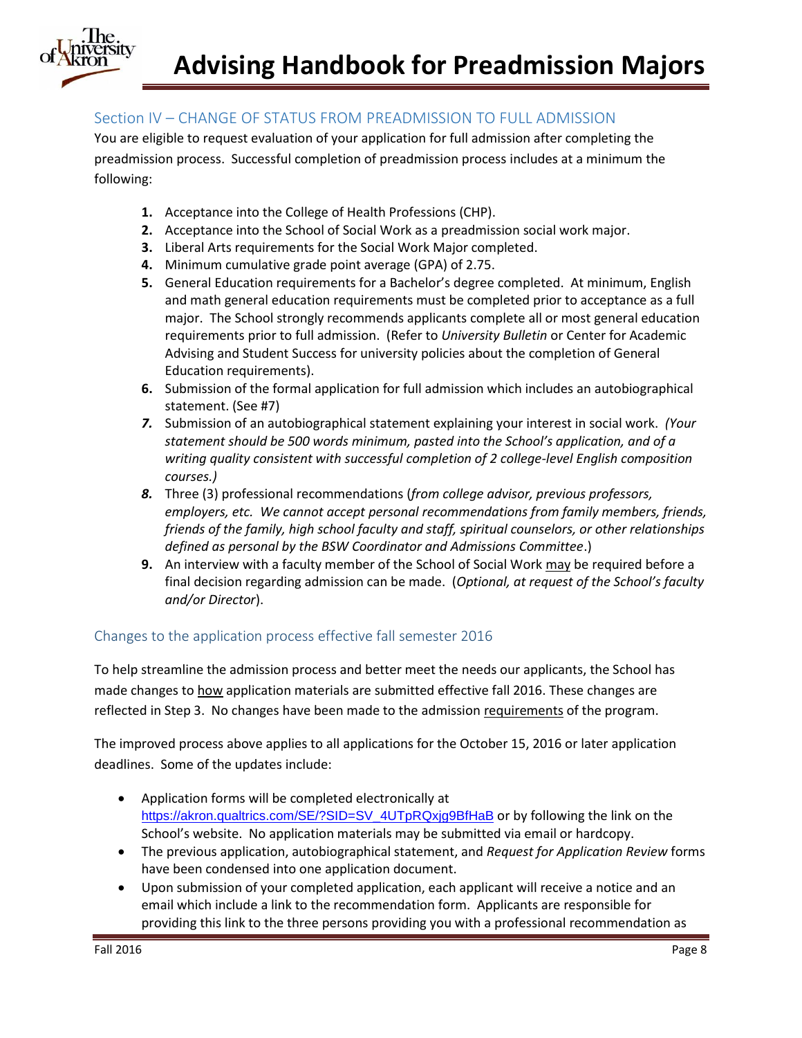## Section IV – CHANGE OF STATUS FROM PREADMISSION TO FULL ADMISSION

You are eligible to request evaluation of your application for full admission after completing the preadmission process. Successful completion of preadmission process includes at a minimum the following:

1. Acceptance into the College of Health Professions (CHP).
2. Acceptance into the School of Social Work as a preadmission social work major.
3. Liberal Arts requirements for the Social Work Major completed.
4. Minimum cumulative grade point average (GPA) of 2.75.
5. General Education requirements for a Bachelor's degree completed. At minimum, English and math general education requirements must be completed prior to acceptance as a full major. The School strongly recommends applicants complete all or most general education requirements prior to full admission. (Refer to *University Bulletin* or Center for Academic Advising and Student Success for university policies about the completion of General Education requirements).
6. Submission of the formal application for full admission which includes an autobiographical statement. (See #7)
7. Submission of an autobiographical statement explaining your interest in social work. *(Your statement should be 500 words minimum, pasted into the School's application, and of a writing quality consistent with successful completion of 2 college-level English composition courses.)*
8. Three (3) professional recommendations (*from college advisor, previous professors, employers, etc. We cannot accept personal recommendations from family members, friends, friends of the family, high school faculty and staff, spiritual counselors, or other relationships defined as personal by the BSW Coordinator and Admissions Committee*.)
9. An interview with a faculty member of the School of Social Work may be required before a final decision regarding admission can be made. (*Optional, at request of the School's faculty and/or Director*).

### Changes to the application process effective fall semester 2016

To help streamline the admission process and better meet the needs our applicants, the School has made changes to how application materials are submitted effective fall 2016. These changes are reflected in Step 3. No changes have been made to the admission requirements of the program.

The improved process above applies to all applications for the October 15, 2016 or later application deadlines. Some of the updates include:

- Application forms will be completed electronically at https://akron.qualtrics.com/SE/?SID=SV_4UTpRQxjg9BfHaB or by following the link on the School's website. No application materials may be submitted via email or hardcopy.
- The previous application, autobiographical statement, and *Request for Application Review* forms have been condensed into one application document.
- Upon submission of your completed application, each applicant will receive a notice and an email which include a link to the recommendation form. Applicants are responsible for providing this link to the three persons providing you with a professional recommendation as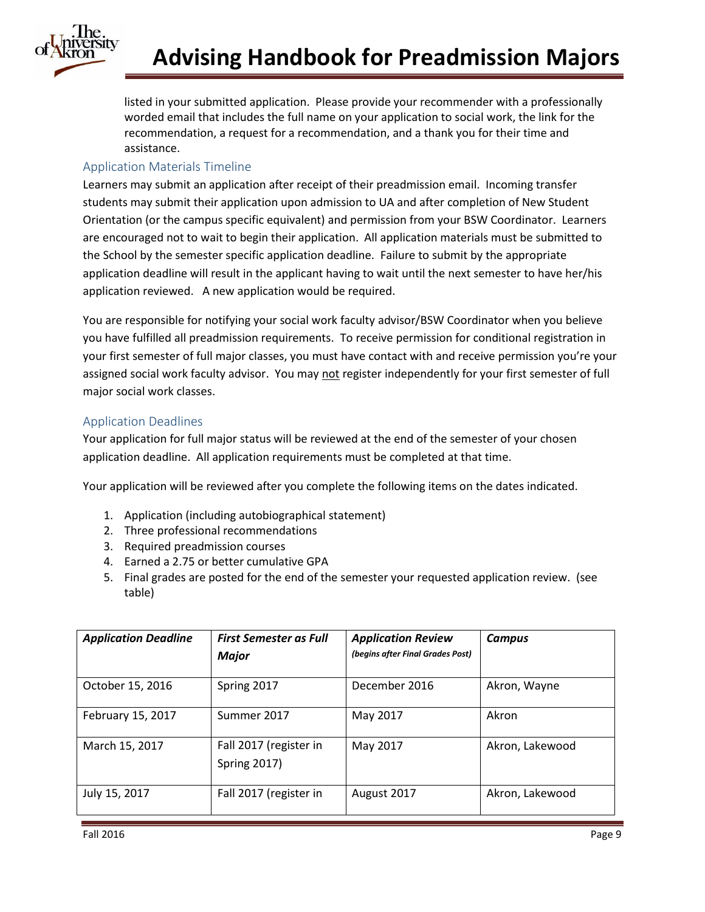listed in your submitted application. Please provide your recommender with a professionally worded email that includes the full name on your application to social work, the link for the recommendation, a request for a recommendation, and a thank you for their time and assistance.

### Application Materials Timeline

Learners may submit an application after receipt of their preadmission email. Incoming transfer students may submit their application upon admission to UA and after completion of New Student Orientation (or the campus specific equivalent) and permission from your BSW Coordinator. Learners are encouraged not to wait to begin their application. All application materials must be submitted to the School by the semester specific application deadline. Failure to submit by the appropriate application deadline will result in the applicant having to wait until the next semester to have her/his application reviewed. A new application would be required.

You are responsible for notifying your social work faculty advisor/BSW Coordinator when you believe you have fulfilled all preadmission requirements. To receive permission for conditional registration in your first semester of full major classes, you must have contact with and receive permission you're your assigned social work faculty advisor. You may <u>not</u> register independently for your first semester of full major social work classes.

### Application Deadlines

Your application for full major status will be reviewed at the end of the semester of your chosen application deadline. All application requirements must be completed at that time.

Your application will be reviewed after you complete the following items on the dates indicated.

1. Application (including autobiographical statement)
2. Three professional recommendations
3. Required preadmission courses
4. Earned a 2.75 or better cumulative GPA
5. Final grades are posted for the end of the semester your requested application review. (see table)

| ***Application Deadline*** | ***First Semester as Full Major*** | ***Application Review*** ***(begins after Final Grades Post)*** | ***Campus*** |
|---|---|---|---|
| October 15, 2016 | Spring 2017 | December 2016 | Akron, Wayne |
| February 15, 2017 | Summer 2017 | May 2017 | Akron |
| March 15, 2017 | Fall 2017 (register in Spring 2017) | May 2017 | Akron, Lakewood |
| July 15, 2017 | Fall 2017 (register in | August 2017 | Akron, Lakewood |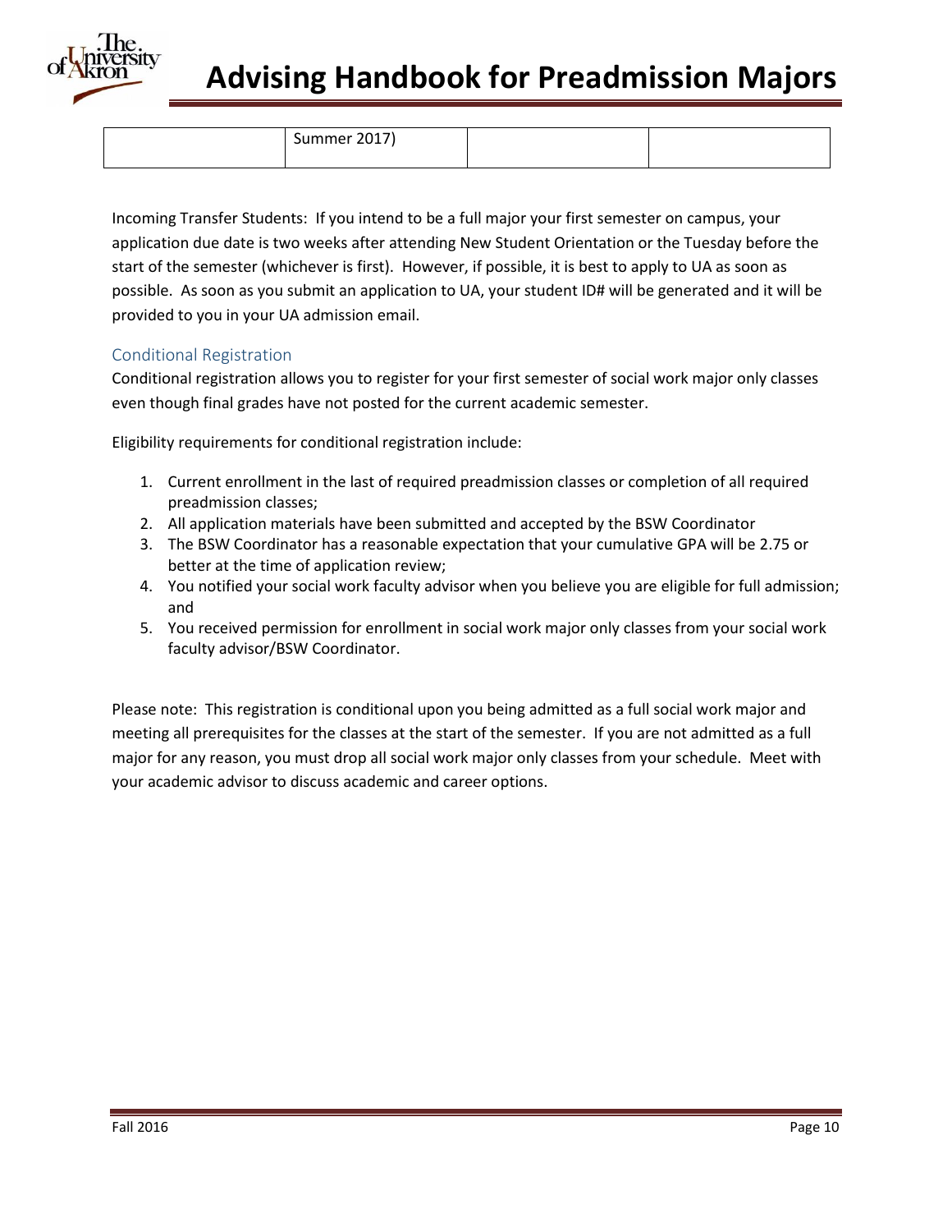| | Summer 2017) | | |
|---|---|---|---|

Incoming Transfer Students: If you intend to be a full major your first semester on campus, your application due date is two weeks after attending New Student Orientation or the Tuesday before the start of the semester (whichever is first). However, if possible, it is best to apply to UA as soon as possible. As soon as you submit an application to UA, your student ID# will be generated and it will be provided to you in your UA admission email.

### Conditional Registration

Conditional registration allows you to register for your first semester of social work major only classes even though final grades have not posted for the current academic semester.

Eligibility requirements for conditional registration include:

1. Current enrollment in the last of required preadmission classes or completion of all required preadmission classes;
2. All application materials have been submitted and accepted by the BSW Coordinator
3. The BSW Coordinator has a reasonable expectation that your cumulative GPA will be 2.75 or better at the time of application review;
4. You notified your social work faculty advisor when you believe you are eligible for full admission; and
5. You received permission for enrollment in social work major only classes from your social work faculty advisor/BSW Coordinator.

Please note: This registration is conditional upon you being admitted as a full social work major and meeting all prerequisites for the classes at the start of the semester. If you are not admitted as a full major for any reason, you must drop all social work major only classes from your schedule. Meet with your academic advisor to discuss academic and career options.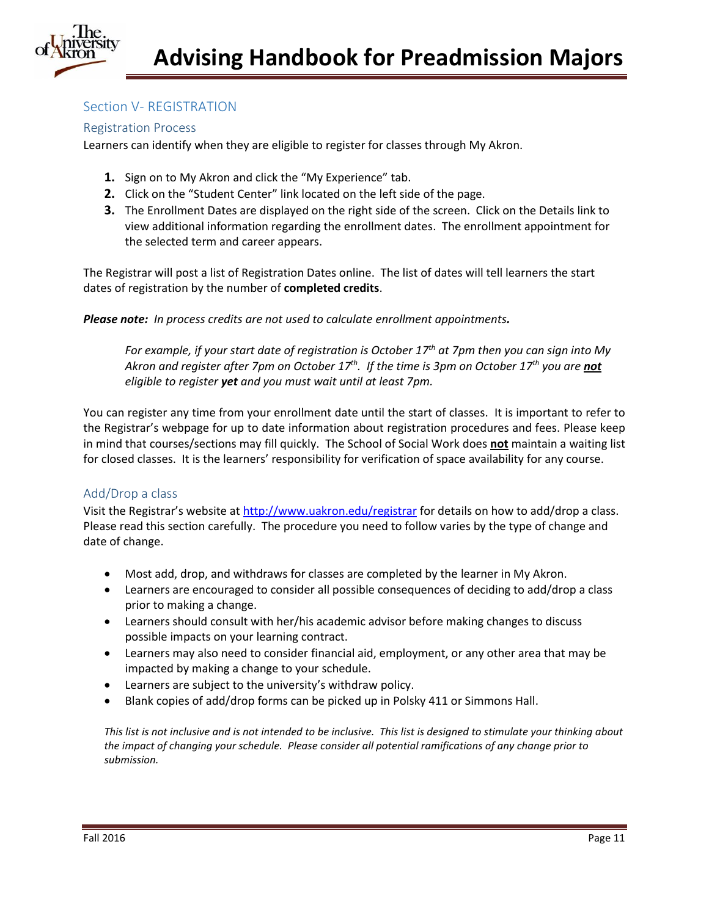## Section V- REGISTRATION

### Registration Process

Learners can identify when they are eligible to register for classes through My Akron.

1. Sign on to My Akron and click the "My Experience" tab.
2. Click on the "Student Center" link located on the left side of the page.
3. The Enrollment Dates are displayed on the right side of the screen. Click on the Details link to view additional information regarding the enrollment dates. The enrollment appointment for the selected term and career appears.

The Registrar will post a list of Registration Dates online. The list of dates will tell learners the start dates of registration by the number of **completed credits**.

***Please note:** In process credits are not used to calculate enrollment appointments.*

> *For example, if your start date of registration is October 17th at 7pm then you can sign into My Akron and register after 7pm on October 17th. If the time is 3pm on October 17th you are **not** eligible to register **yet** and you must wait until at least 7pm.*

You can register any time from your enrollment date until the start of classes. It is important to refer to the Registrar's webpage for up to date information about registration procedures and fees. Please keep in mind that courses/sections may fill quickly. The School of Social Work does **not** maintain a waiting list for closed classes. It is the learners' responsibility for verification of space availability for any course.

### Add/Drop a class

Visit the Registrar's website at http://www.uakron.edu/registrar for details on how to add/drop a class. Please read this section carefully. The procedure you need to follow varies by the type of change and date of change.

- Most add, drop, and withdraws for classes are completed by the learner in My Akron.
- Learners are encouraged to consider all possible consequences of deciding to add/drop a class prior to making a change.
- Learners should consult with her/his academic advisor before making changes to discuss possible impacts on your learning contract.
- Learners may also need to consider financial aid, employment, or any other area that may be impacted by making a change to your schedule.
- Learners are subject to the university's withdraw policy.
- Blank copies of add/drop forms can be picked up in Polsky 411 or Simmons Hall.

*This list is not inclusive and is not intended to be inclusive. This list is designed to stimulate your thinking about the impact of changing your schedule. Please consider all potential ramifications of any change prior to submission.*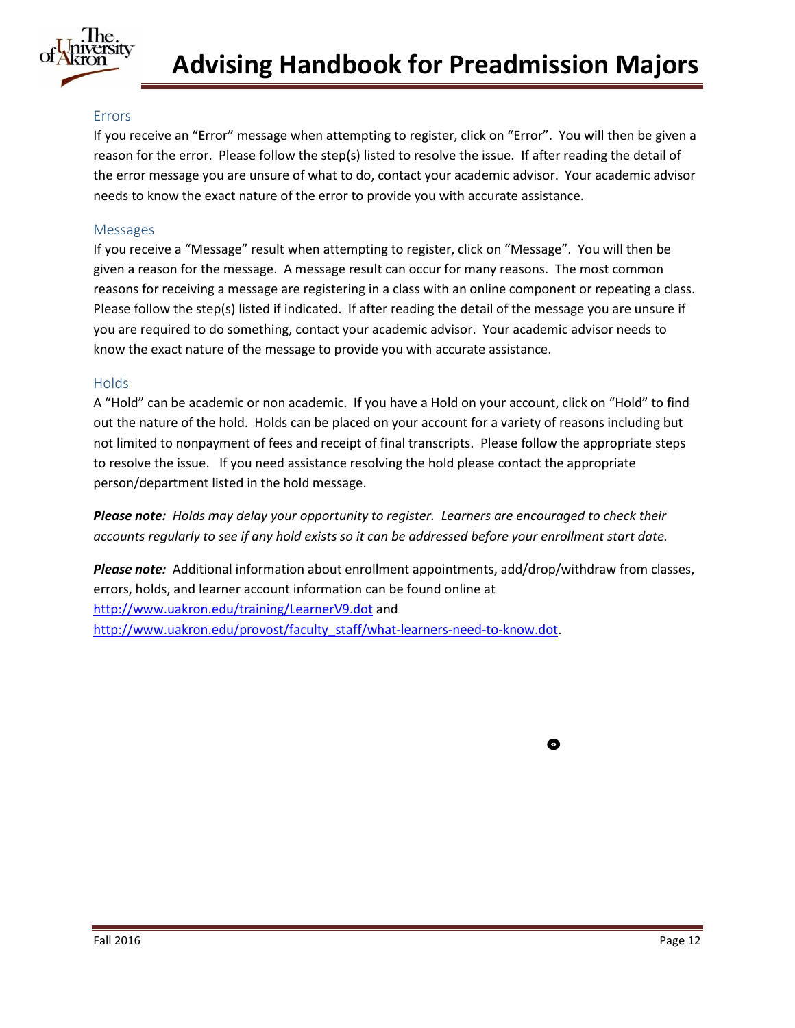### Errors

If you receive an "Error" message when attempting to register, click on "Error". You will then be given a reason for the error. Please follow the step(s) listed to resolve the issue. If after reading the detail of the error message you are unsure of what to do, contact your academic advisor. Your academic advisor needs to know the exact nature of the error to provide you with accurate assistance.

### Messages

If you receive a "Message" result when attempting to register, click on "Message". You will then be given a reason for the message. A message result can occur for many reasons. The most common reasons for receiving a message are registering in a class with an online component or repeating a class. Please follow the step(s) listed if indicated. If after reading the detail of the message you are unsure if you are required to do something, contact your academic advisor. Your academic advisor needs to know the exact nature of the message to provide you with accurate assistance.

### Holds

A "Hold" can be academic or non academic. If you have a Hold on your account, click on "Hold" to find out the nature of the hold. Holds can be placed on your account for a variety of reasons including but not limited to nonpayment of fees and receipt of final transcripts. Please follow the appropriate steps to resolve the issue. If you need assistance resolving the hold please contact the appropriate person/department listed in the hold message.

***Please note:** Holds may delay your opportunity to register. Learners are encouraged to check their accounts regularly to see if any hold exists so it can be addressed before your enrollment start date.*

***Please note:*** Additional information about enrollment appointments, add/drop/withdraw from classes, errors, holds, and learner account information can be found online at http://www.uakron.edu/training/LearnerV9.dot and http://www.uakron.edu/provost/faculty_staff/what-learners-need-to-know.dot.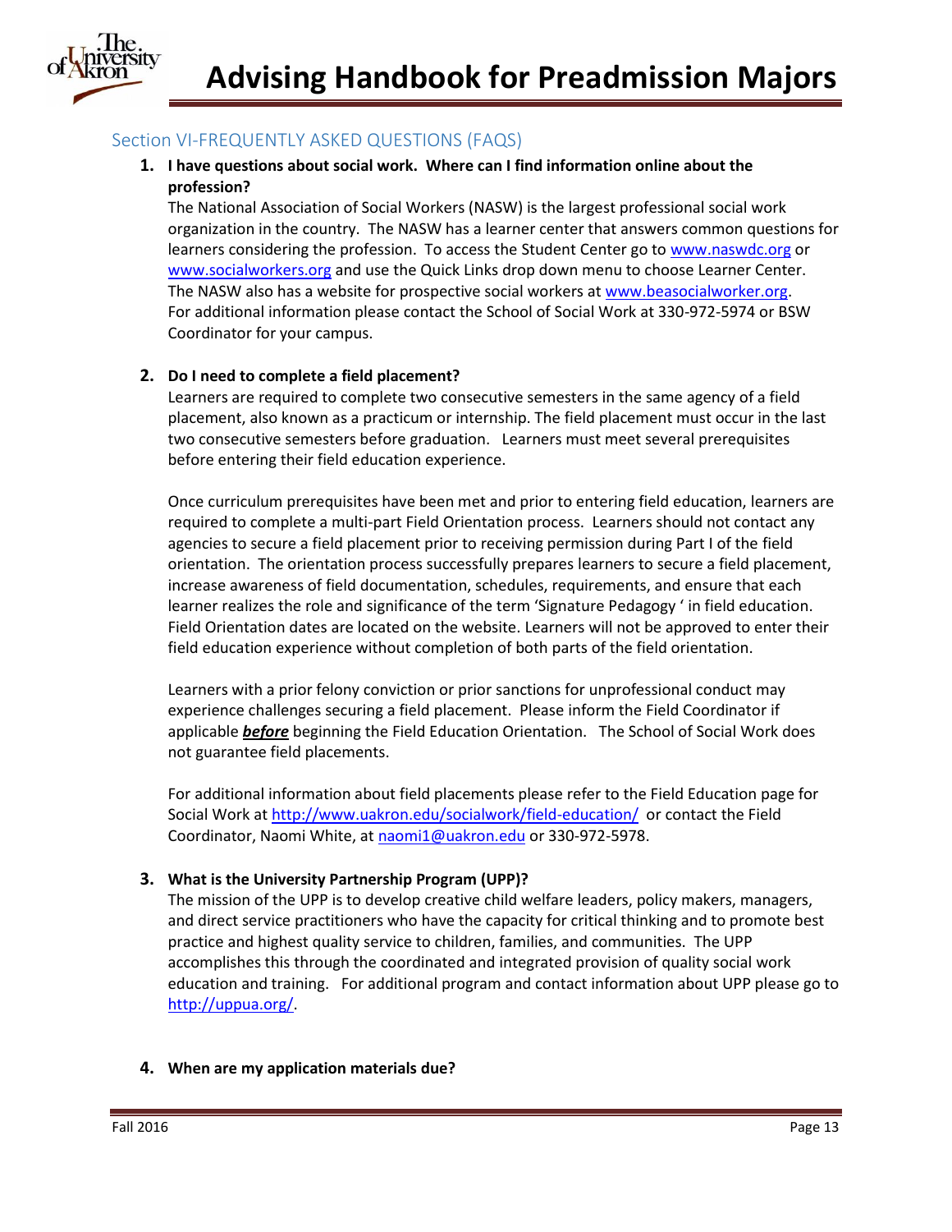## Section VI-FREQUENTLY ASKED QUESTIONS (FAQS)

1. **I have questions about social work. Where can I find information online about the profession?**
   The National Association of Social Workers (NASW) is the largest professional social work organization in the country. The NASW has a learner center that answers common questions for learners considering the profession. To access the Student Center go to www.naswdc.org or www.socialworkers.org and use the Quick Links drop down menu to choose Learner Center. The NASW also has a website for prospective social workers at www.beasocialworker.org. For additional information please contact the School of Social Work at 330-972-5974 or BSW Coordinator for your campus.

2. **Do I need to complete a field placement?**
   Learners are required to complete two consecutive semesters in the same agency of a field placement, also known as a practicum or internship. The field placement must occur in the last two consecutive semesters before graduation. Learners must meet several prerequisites before entering their field education experience.

   Once curriculum prerequisites have been met and prior to entering field education, learners are required to complete a multi-part Field Orientation process. Learners should not contact any agencies to secure a field placement prior to receiving permission during Part I of the field orientation. The orientation process successfully prepares learners to secure a field placement, increase awareness of field documentation, schedules, requirements, and ensure that each learner realizes the role and significance of the term 'Signature Pedagogy ' in field education. Field Orientation dates are located on the website. Learners will not be approved to enter their field education experience without completion of both parts of the field orientation.

   Learners with a prior felony conviction or prior sanctions for unprofessional conduct may experience challenges securing a field placement. Please inform the Field Coordinator if applicable ***before*** beginning the Field Education Orientation. The School of Social Work does not guarantee field placements.

   For additional information about field placements please refer to the Field Education page for Social Work at http://www.uakron.edu/socialwork/field-education/ or contact the Field Coordinator, Naomi White, at naomi1@uakron.edu or 330-972-5978.

3. **What is the University Partnership Program (UPP)?**
   The mission of the UPP is to develop creative child welfare leaders, policy makers, managers, and direct service practitioners who have the capacity for critical thinking and to promote best practice and highest quality service to children, families, and communities. The UPP accomplishes this through the coordinated and integrated provision of quality social work education and training. For additional program and contact information about UPP please go to http://uppua.org/.

4. **When are my application materials due?**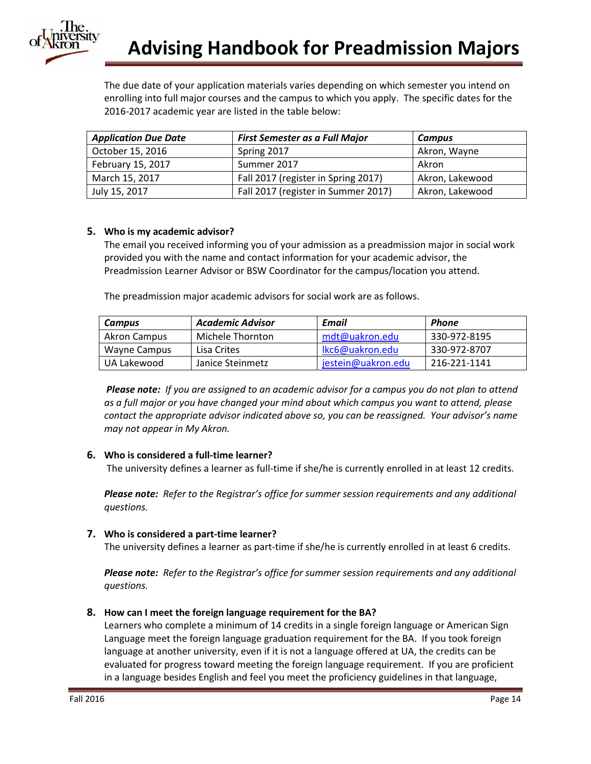The due date of your application materials varies depending on which semester you intend on enrolling into full major courses and the campus to which you apply. The specific dates for the 2016-2017 academic year are listed in the table below:

| *Application Due Date* | *First Semester as a Full Major* | *Campus* |
|---|---|---|
| October 15, 2016 | Spring 2017 | Akron, Wayne |
| February 15, 2017 | Summer 2017 | Akron |
| March 15, 2017 | Fall 2017 (register in Spring 2017) | Akron, Lakewood |
| July 15, 2017 | Fall 2017 (register in Summer 2017) | Akron, Lakewood |

5. **Who is my academic advisor?**
   The email you received informing you of your admission as a preadmission major in social work provided you with the name and contact information for your academic advisor, the Preadmission Learner Advisor or BSW Coordinator for the campus/location you attend.

   The preadmission major academic advisors for social work are as follows.

| *Campus* | *Academic Advisor* | *Email* | *Phone* |
|---|---|---|---|
| Akron Campus | Michele Thornton | mdt@uakron.edu | 330-972-8195 |
| Wayne Campus | Lisa Crites | lkc6@uakron.edu | 330-972-8707 |
| UA Lakewood | Janice Steinmetz | jestein@uakron.edu | 216-221-1141 |

   ***Please note:*** *If you are assigned to an academic advisor for a campus you do not plan to attend as a full major or you have changed your mind about which campus you want to attend, please contact the appropriate advisor indicated above so, you can be reassigned. Your advisor's name may not appear in My Akron.*

6. **Who is considered a full-time learner?**
   The university defines a learner as full-time if she/he is currently enrolled in at least 12 credits.

   ***Please note:*** *Refer to the Registrar's office for summer session requirements and any additional questions.*

7. **Who is considered a part-time learner?**
   The university defines a learner as part-time if she/he is currently enrolled in at least 6 credits.

   ***Please note:*** *Refer to the Registrar's office for summer session requirements and any additional questions.*

8. **How can I meet the foreign language requirement for the BA?**
   Learners who complete a minimum of 14 credits in a single foreign language or American Sign Language meet the foreign language graduation requirement for the BA. If you took foreign language at another university, even if it is not a language offered at UA, the credits can be evaluated for progress toward meeting the foreign language requirement. If you are proficient in a language besides English and feel you meet the proficiency guidelines in that language,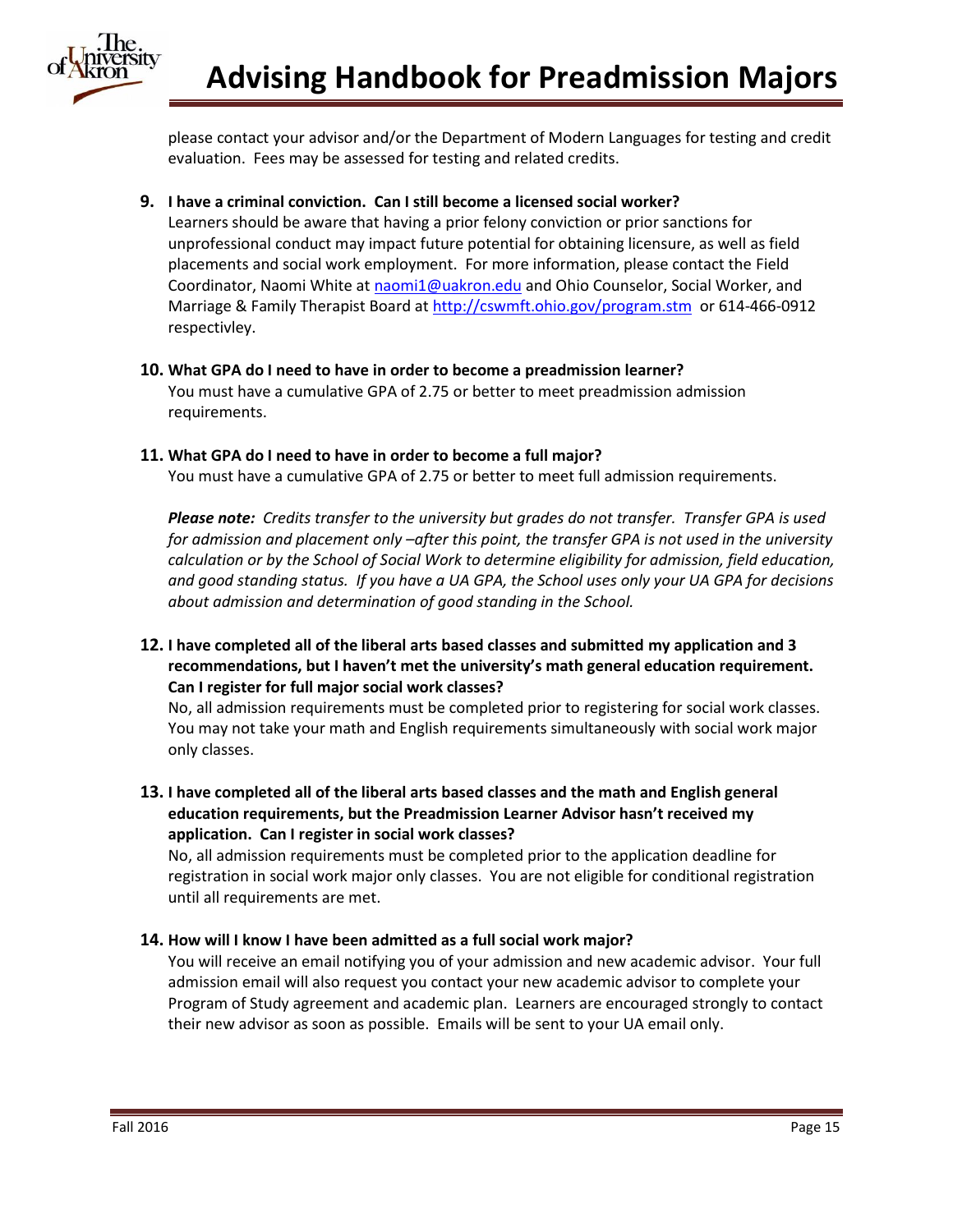please contact your advisor and/or the Department of Modern Languages for testing and credit evaluation. Fees may be assessed for testing and related credits.

**9. I have a criminal conviction. Can I still become a licensed social worker?**

Learners should be aware that having a prior felony conviction or prior sanctions for unprofessional conduct may impact future potential for obtaining licensure, as well as field placements and social work employment. For more information, please contact the Field Coordinator, Naomi White at naomi1@uakron.edu and Ohio Counselor, Social Worker, and Marriage & Family Therapist Board at http://cswmft.ohio.gov/program.stm or 614-466-0912 respectivley.

**10. What GPA do I need to have in order to become a preadmission learner?**

You must have a cumulative GPA of 2.75 or better to meet preadmission admission requirements.

**11. What GPA do I need to have in order to become a full major?**

You must have a cumulative GPA of 2.75 or better to meet full admission requirements.

***Please note:*** *Credits transfer to the university but grades do not transfer. Transfer GPA is used for admission and placement only –after this point, the transfer GPA is not used in the university calculation or by the School of Social Work to determine eligibility for admission, field education, and good standing status. If you have a UA GPA, the School uses only your UA GPA for decisions about admission and determination of good standing in the School.*

**12. I have completed all of the liberal arts based classes and submitted my application and 3 recommendations, but I haven't met the university's math general education requirement. Can I register for full major social work classes?**

No, all admission requirements must be completed prior to registering for social work classes. You may not take your math and English requirements simultaneously with social work major only classes.

**13. I have completed all of the liberal arts based classes and the math and English general education requirements, but the Preadmission Learner Advisor hasn't received my application. Can I register in social work classes?**

No, all admission requirements must be completed prior to the application deadline for registration in social work major only classes. You are not eligible for conditional registration until all requirements are met.

**14. How will I know I have been admitted as a full social work major?**

You will receive an email notifying you of your admission and new academic advisor. Your full admission email will also request you contact your new academic advisor to complete your Program of Study agreement and academic plan. Learners are encouraged strongly to contact their new advisor as soon as possible. Emails will be sent to your UA email only.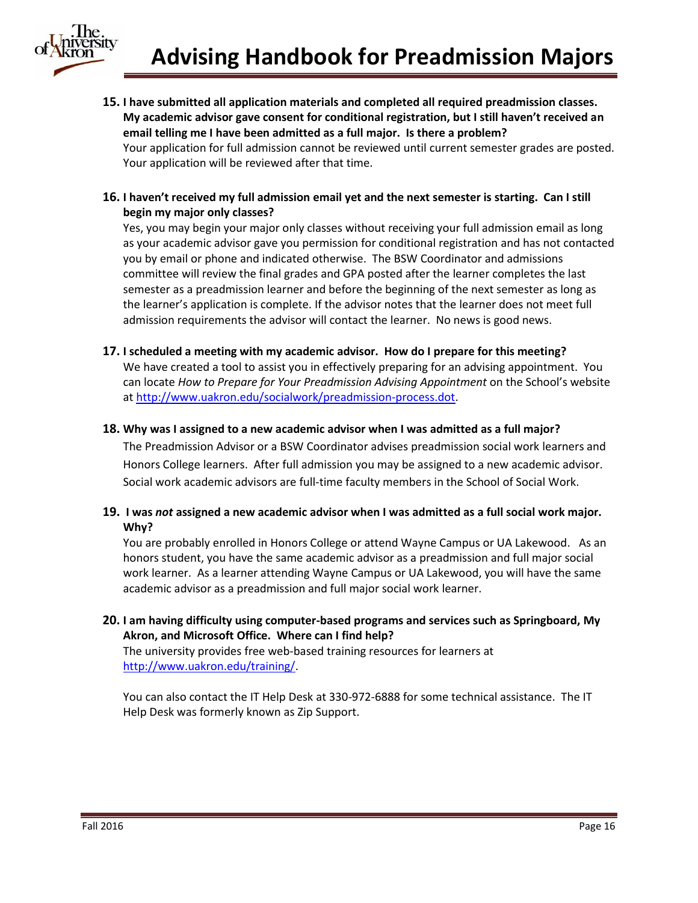**15. I have submitted all application materials and completed all required preadmission classes. My academic advisor gave consent for conditional registration, but I still haven't received an email telling me I have been admitted as a full major. Is there a problem?**

Your application for full admission cannot be reviewed until current semester grades are posted. Your application will be reviewed after that time.

**16. I haven't received my full admission email yet and the next semester is starting. Can I still begin my major only classes?**

Yes, you may begin your major only classes without receiving your full admission email as long as your academic advisor gave you permission for conditional registration and has not contacted you by email or phone and indicated otherwise. The BSW Coordinator and admissions committee will review the final grades and GPA posted after the learner completes the last semester as a preadmission learner and before the beginning of the next semester as long as the learner's application is complete. If the advisor notes that the learner does not meet full admission requirements the advisor will contact the learner. No news is good news.

**17. I scheduled a meeting with my academic advisor. How do I prepare for this meeting?**

We have created a tool to assist you in effectively preparing for an advising appointment. You can locate *How to Prepare for Your Preadmission Advising Appointment* on the School's website at http://www.uakron.edu/socialwork/preadmission-process.dot.

**18. Why was I assigned to a new academic advisor when I was admitted as a full major?**

The Preadmission Advisor or a BSW Coordinator advises preadmission social work learners and Honors College learners. After full admission you may be assigned to a new academic advisor. Social work academic advisors are full-time faculty members in the School of Social Work.

**19. I was *not* assigned a new academic advisor when I was admitted as a full social work major. Why?**

You are probably enrolled in Honors College or attend Wayne Campus or UA Lakewood. As an honors student, you have the same academic advisor as a preadmission and full major social work learner. As a learner attending Wayne Campus or UA Lakewood, you will have the same academic advisor as a preadmission and full major social work learner.

**20. I am having difficulty using computer-based programs and services such as Springboard, My Akron, and Microsoft Office. Where can I find help?**

The university provides free web-based training resources for learners at http://www.uakron.edu/training/.

You can also contact the IT Help Desk at 330-972-6888 for some technical assistance. The IT Help Desk was formerly known as Zip Support.